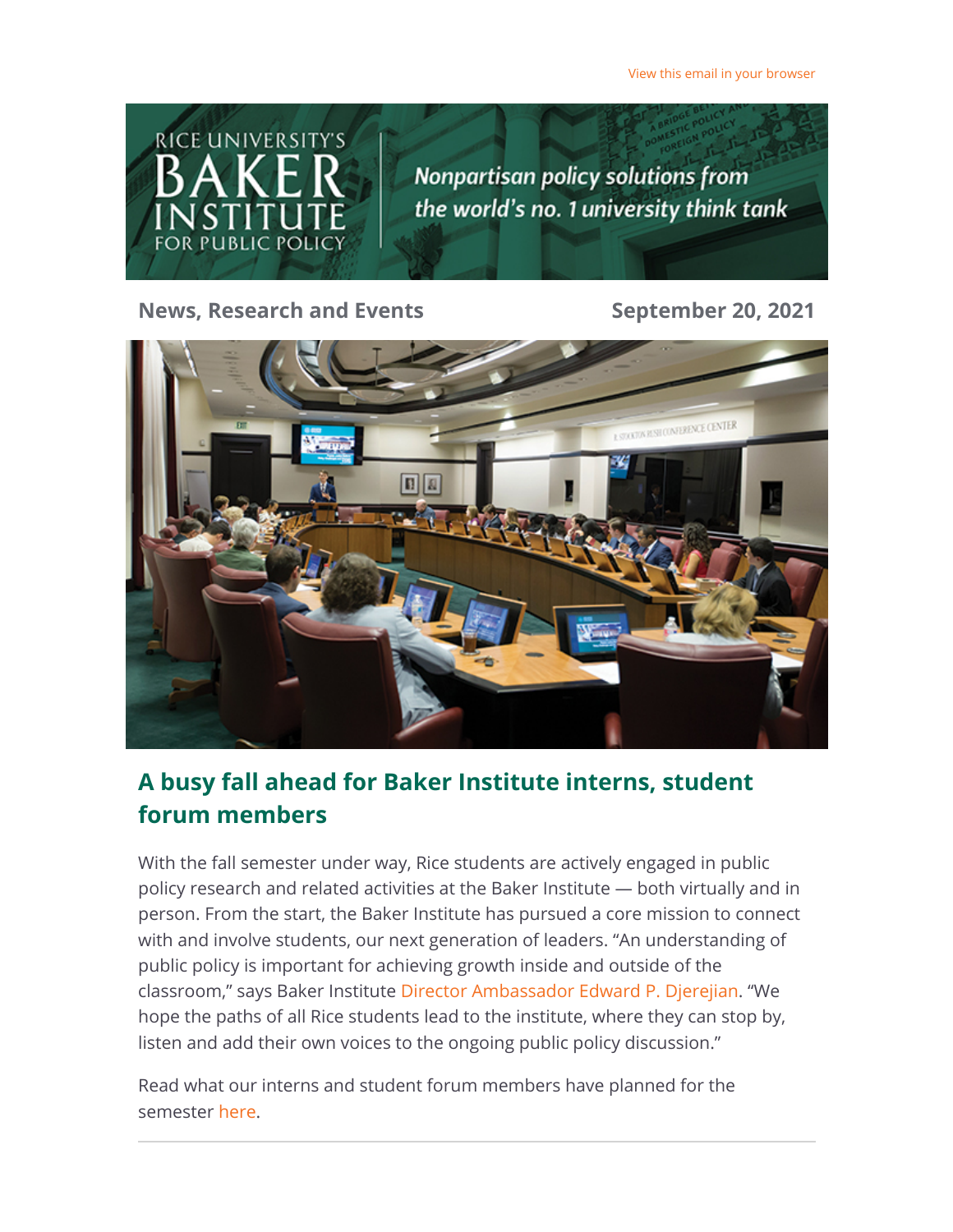View this email in your browser

RICE UNIVERSITY'S BAKER INSTITUTE FOR PUBLIC POLICY

*Nonpartisan policy solutions from the world's no. 1 university think tank*

**News, Research and Events** **September 20, 2021**

## A busy fall ahead for Baker Institute interns, student forum members

With the fall semester under way, Rice students are actively engaged in public policy research and related activities at the Baker Institute — both virtually and in person. From the start, the Baker Institute has pursued a core mission to connect with and involve students, our next generation of leaders. "An understanding of public policy is important for achieving growth inside and outside of the classroom," says Baker Institute Director Ambassador Edward P. Djerejian. "We hope the paths of all Rice students lead to the institute, where they can stop by, listen and add their own voices to the ongoing public policy discussion."

Read what our interns and student forum members have planned for the semester here.

---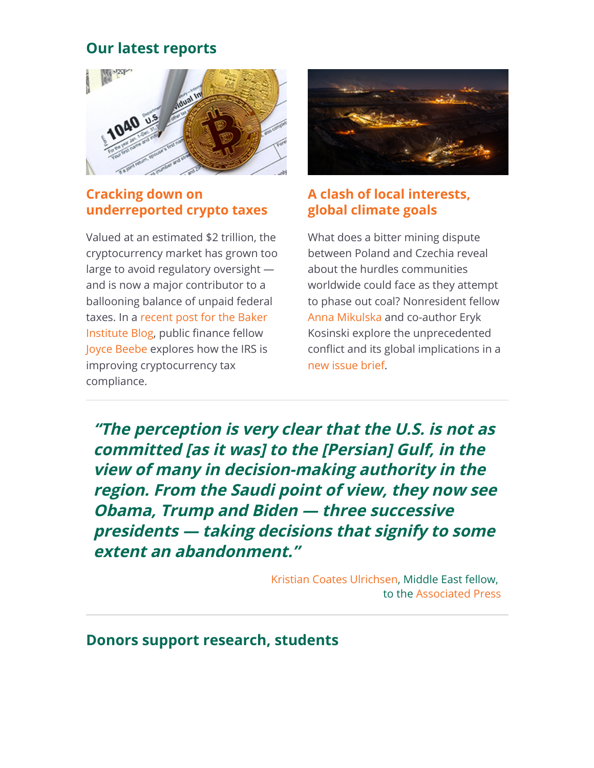## Our latest reports

### Cracking down on underreported crypto taxes

Valued at an estimated $2 trillion, the cryptocurrency market has grown too large to avoid regulatory oversight — and is now a major contributor to a ballooning balance of unpaid federal taxes. In a recent post for the Baker Institute Blog, public finance fellow Joyce Beebe explores how the IRS is improving cryptocurrency tax compliance.

### A clash of local interests, global climate goals

What does a bitter mining dispute between Poland and Czechia reveal about the hurdles communities worldwide could face as they attempt to phase out coal? Nonresident fellow Anna Mikulska and co-author Eryk Kosinski explore the unprecedented conflict and its global implications in a new issue brief.

---

> ***"The perception is very clear that the U.S. is not as committed [as it was] to the [Persian] Gulf, in the view of many in decision-making authority in the region. From the Saudi point of view, they now see Obama, Trump and Biden — three successive presidents — taking decisions that signify to some extent an abandonment."***
>
> Kristian Coates Ulrichsen, Middle East fellow, to the Associated Press

---

## Donors support research, students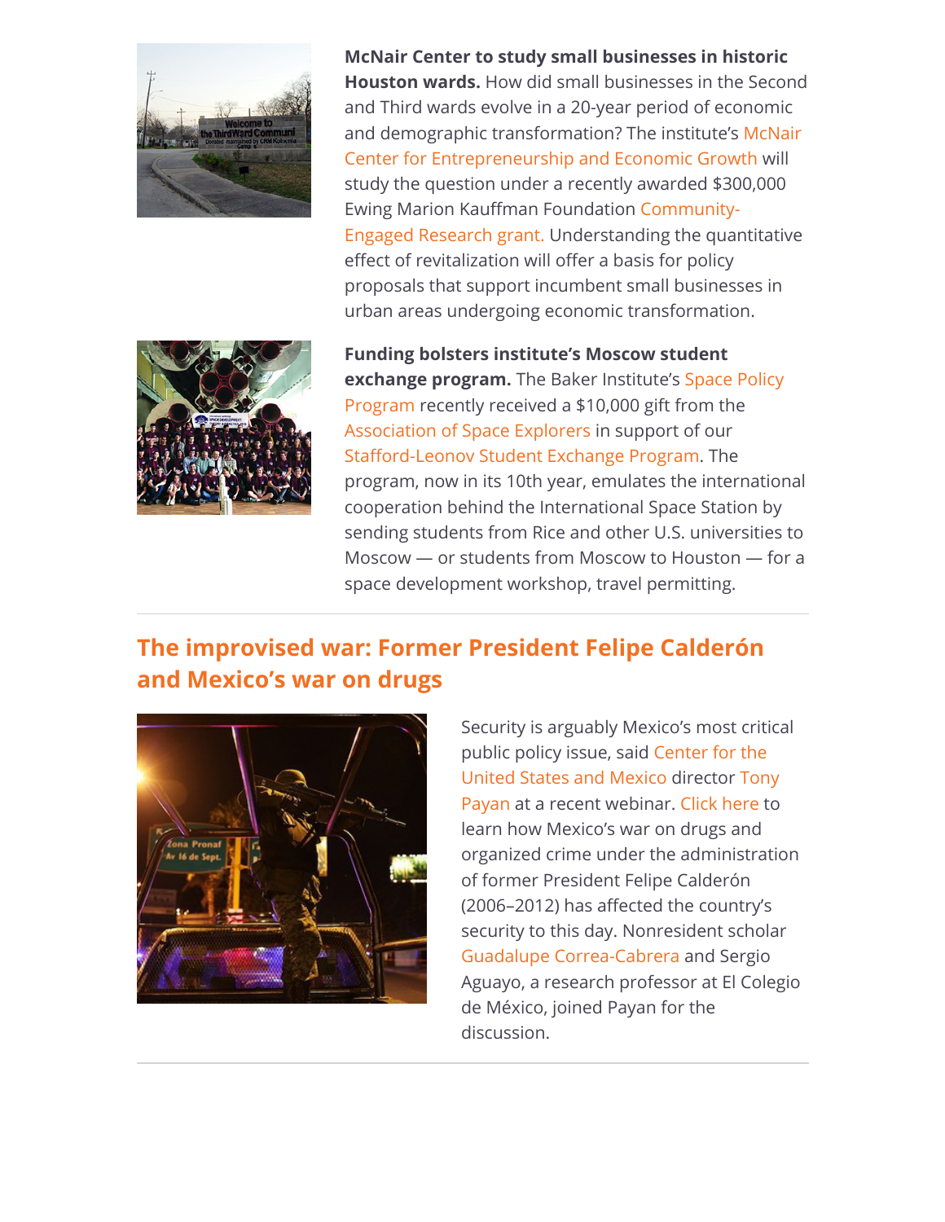**McNair Center to study small businesses in historic Houston wards.** How did small businesses in the Second and Third wards evolve in a 20-year period of economic and demographic transformation? The institute's McNair Center for Entrepreneurship and Economic Growth will study the question under a recently awarded $300,000 Ewing Marion Kauffman Foundation Community-Engaged Research grant. Understanding the quantitative effect of revitalization will offer a basis for policy proposals that support incumbent small businesses in urban areas undergoing economic transformation.

**Funding bolsters institute's Moscow student exchange program.** The Baker Institute's Space Policy Program recently received a $10,000 gift from the Association of Space Explorers in support of our Stafford-Leonov Student Exchange Program. The program, now in its 10th year, emulates the international cooperation behind the International Space Station by sending students from Rice and other U.S. universities to Moscow — or students from Moscow to Houston — for a space development workshop, travel permitting.

---

## The improvised war: Former President Felipe Calderón and Mexico's war on drugs

Security is arguably Mexico's most critical public policy issue, said Center for the United States and Mexico director Tony Payan at a recent webinar. Click here to learn how Mexico's war on drugs and organized crime under the administration of former President Felipe Calderón (2006–2012) has affected the country's security to this day. Nonresident scholar Guadalupe Correa-Cabrera and Sergio Aguayo, a research professor at El Colegio de México, joined Payan for the discussion.

---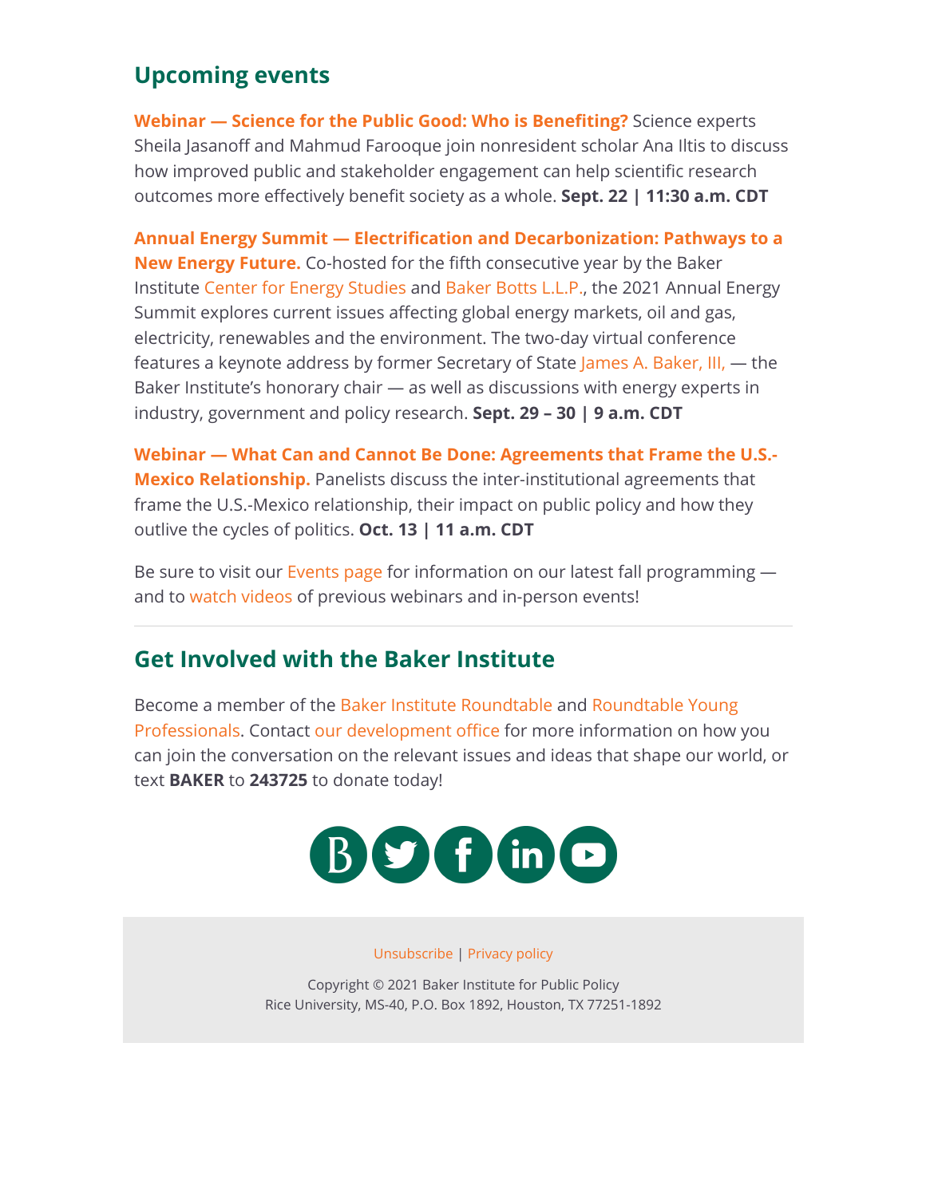## Upcoming events

**Webinar — Science for the Public Good: Who is Benefiting?** Science experts Sheila Jasanoff and Mahmud Farooque join nonresident scholar Ana Iltis to discuss how improved public and stakeholder engagement can help scientific research outcomes more effectively benefit society as a whole. **Sept. 22 | 11:30 a.m. CDT**

**Annual Energy Summit — Electrification and Decarbonization: Pathways to a New Energy Future.** Co-hosted for the fifth consecutive year by the Baker Institute Center for Energy Studies and Baker Botts L.L.P., the 2021 Annual Energy Summit explores current issues affecting global energy markets, oil and gas, electricity, renewables and the environment. The two-day virtual conference features a keynote address by former Secretary of State James A. Baker, III, — the Baker Institute's honorary chair — as well as discussions with energy experts in industry, government and policy research. **Sept. 29 – 30 | 9 a.m. CDT**

**Webinar — What Can and Cannot Be Done: Agreements that Frame the U.S.-Mexico Relationship.** Panelists discuss the inter-institutional agreements that frame the U.S.-Mexico relationship, their impact on public policy and how they outlive the cycles of politics. **Oct. 13 | 11 a.m. CDT**

Be sure to visit our Events page for information on our latest fall programming — and to watch videos of previous webinars and in-person events!

---

## Get Involved with the Baker Institute

Become a member of the Baker Institute Roundtable and Roundtable Young Professionals. Contact our development office for more information on how you can join the conversation on the relevant issues and ideas that shape our world, or text **BAKER** to **243725** to donate today!

Unsubscribe | Privacy policy

Copyright © 2021 Baker Institute for Public Policy
Rice University, MS-40, P.O. Box 1892, Houston, TX 77251-1892